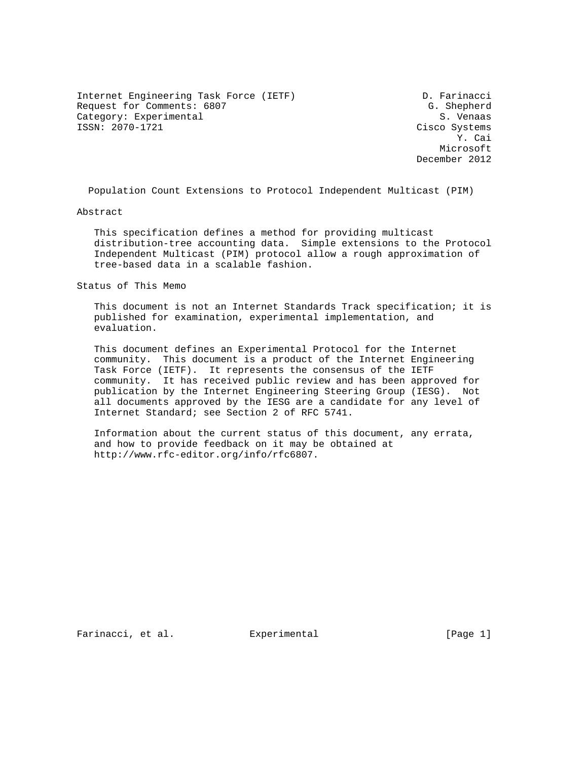Internet Engineering Task Force (IETF) — D. Farinacci
Request for Comments: 6807 — G. Shepherd
Category: Experimental — S. Venaas
ISSN: 2070-1721 — Cisco Systems
Y. Cai
Microsoft
December 2012

# Population Count Extensions to Protocol Independent Multicast (PIM)

## Abstract

This specification defines a method for providing multicast distribution-tree accounting data. Simple extensions to the Protocol Independent Multicast (PIM) protocol allow a rough approximation of tree-based data in a scalable fashion.

## Status of This Memo

This document is not an Internet Standards Track specification; it is published for examination, experimental implementation, and evaluation.

This document defines an Experimental Protocol for the Internet community. This document is a product of the Internet Engineering Task Force (IETF). It represents the consensus of the IETF community. It has received public review and has been approved for publication by the Internet Engineering Steering Group (IESG). Not all documents approved by the IESG are a candidate for any level of Internet Standard; see Section 2 of RFC 5741.

Information about the current status of this document, any errata, and how to provide feedback on it may be obtained at http://www.rfc-editor.org/info/rfc6807.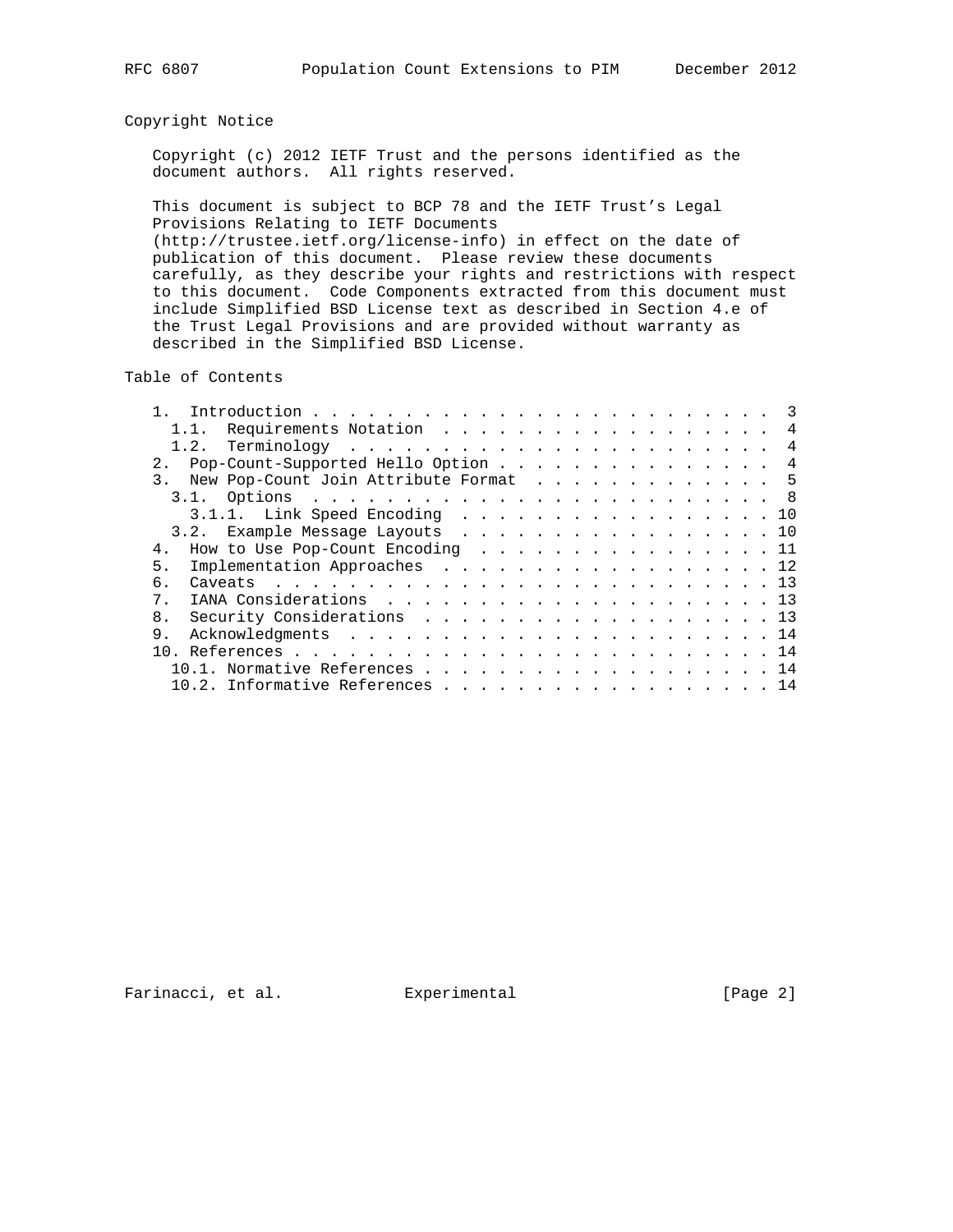## Copyright Notice

Copyright (c) 2012 IETF Trust and the persons identified as the document authors. All rights reserved.

This document is subject to BCP 78 and the IETF Trust's Legal Provisions Relating to IETF Documents (http://trustee.ietf.org/license-info) in effect on the date of publication of this document. Please review these documents carefully, as they describe your rights and restrictions with respect to this document. Code Components extracted from this document must include Simplified BSD License text as described in Section 4.e of the Trust Legal Provisions and are provided without warranty as described in the Simplified BSD License.

## Table of Contents

```
   1.  Introduction . . . . . . . . . . . . . . . . . . . . . . . . .  3
     1.1.  Requirements Notation  . . . . . . . . . . . . . . . . . .  4
     1.2.  Terminology  . . . . . . . . . . . . . . . . . . . . . . .  4
   2.  Pop-Count-Supported Hello Option . . . . . . . . . . . . . . .  4
   3.  New Pop-Count Join Attribute Format  . . . . . . . . . . . . .  5
     3.1.  Options  . . . . . . . . . . . . . . . . . . . . . . . . .  8
       3.1.1.  Link Speed Encoding  . . . . . . . . . . . . . . . . . 10
     3.2.  Example Message Layouts  . . . . . . . . . . . . . . . . . 10
   4.  How to Use Pop-Count Encoding  . . . . . . . . . . . . . . . . 11
   5.  Implementation Approaches  . . . . . . . . . . . . . . . . . . 12
   6.  Caveats  . . . . . . . . . . . . . . . . . . . . . . . . . . . 13
   7.  IANA Considerations  . . . . . . . . . . . . . . . . . . . . . 13
   8.  Security Considerations  . . . . . . . . . . . . . . . . . . . 13
   9.  Acknowledgments  . . . . . . . . . . . . . . . . . . . . . . . 14
   10. References . . . . . . . . . . . . . . . . . . . . . . . . . . 14
     10.1. Normative References . . . . . . . . . . . . . . . . . . . 14
     10.2. Informative References . . . . . . . . . . . . . . . . . . 14
```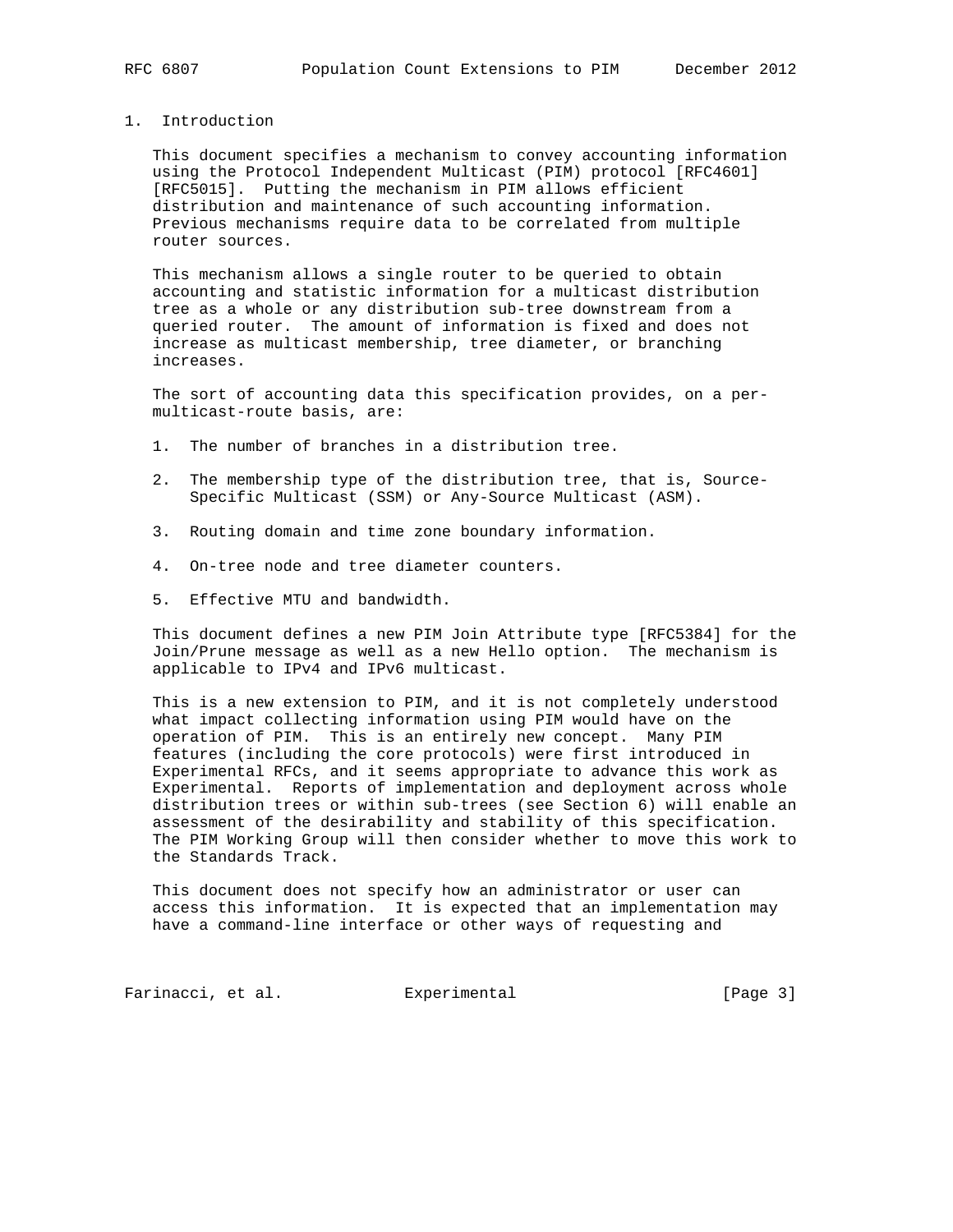# 1. Introduction

This document specifies a mechanism to convey accounting information using the Protocol Independent Multicast (PIM) protocol [RFC4601] [RFC5015]. Putting the mechanism in PIM allows efficient distribution and maintenance of such accounting information. Previous mechanisms require data to be correlated from multiple router sources.

This mechanism allows a single router to be queried to obtain accounting and statistic information for a multicast distribution tree as a whole or any distribution sub-tree downstream from a queried router. The amount of information is fixed and does not increase as multicast membership, tree diameter, or branching increases.

The sort of accounting data this specification provides, on a per-multicast-route basis, are:

1. The number of branches in a distribution tree.
2. The membership type of the distribution tree, that is, Source-Specific Multicast (SSM) or Any-Source Multicast (ASM).
3. Routing domain and time zone boundary information.
4. On-tree node and tree diameter counters.
5. Effective MTU and bandwidth.

This document defines a new PIM Join Attribute type [RFC5384] for the Join/Prune message as well as a new Hello option. The mechanism is applicable to IPv4 and IPv6 multicast.

This is a new extension to PIM, and it is not completely understood what impact collecting information using PIM would have on the operation of PIM. This is an entirely new concept. Many PIM features (including the core protocols) were first introduced in Experimental RFCs, and it seems appropriate to advance this work as Experimental. Reports of implementation and deployment across whole distribution trees or within sub-trees (see Section 6) will enable an assessment of the desirability and stability of this specification. The PIM Working Group will then consider whether to move this work to the Standards Track.

This document does not specify how an administrator or user can access this information. It is expected that an implementation may have a command-line interface or other ways of requesting and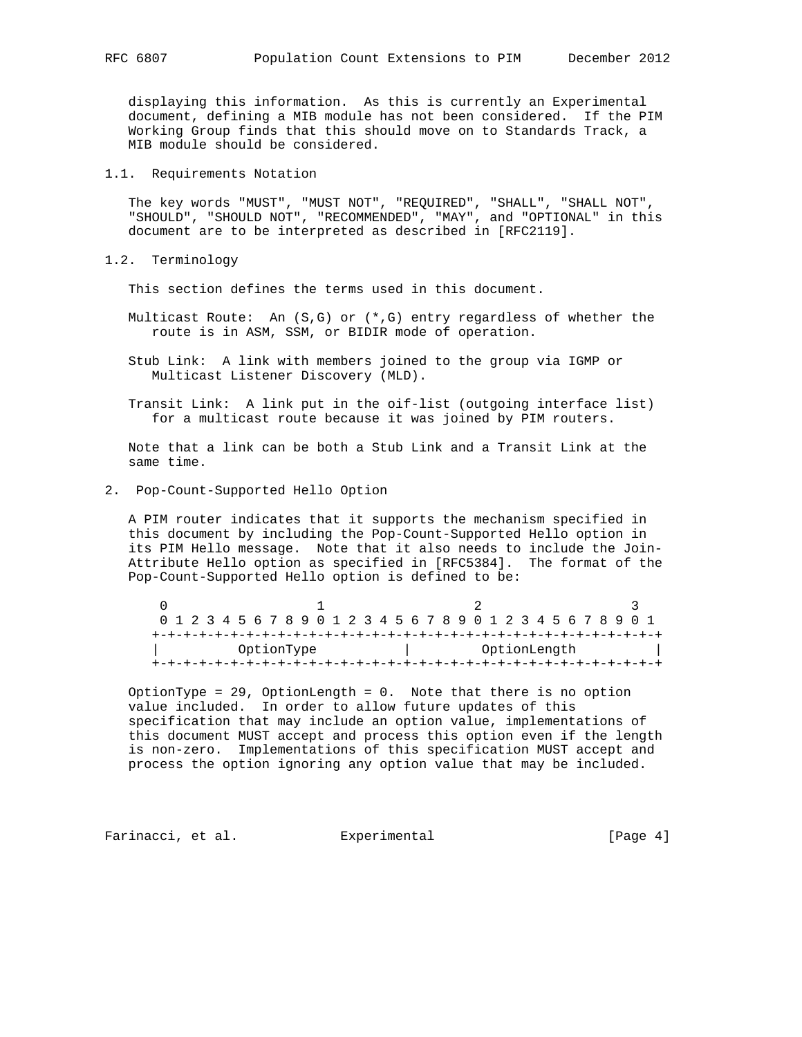displaying this information. As this is currently an Experimental document, defining a MIB module has not been considered. If the PIM Working Group finds that this should move on to Standards Track, a MIB module should be considered.

### 1.1. Requirements Notation

The key words "MUST", "MUST NOT", "REQUIRED", "SHALL", "SHALL NOT", "SHOULD", "SHOULD NOT", "RECOMMENDED", "MAY", and "OPTIONAL" in this document are to be interpreted as described in [RFC2119].

### 1.2. Terminology

This section defines the terms used in this document.

Multicast Route: An (S,G) or (*,G) entry regardless of whether the route is in ASM, SSM, or BIDIR mode of operation.

Stub Link: A link with members joined to the group via IGMP or Multicast Listener Discovery (MLD).

Transit Link: A link put in the oif-list (outgoing interface list) for a multicast route because it was joined by PIM routers.

Note that a link can be both a Stub Link and a Transit Link at the same time.

## 2. Pop-Count-Supported Hello Option

A PIM router indicates that it supports the mechanism specified in this document by including the Pop-Count-Supported Hello option in its PIM Hello message. Note that it also needs to include the Join-Attribute Hello option as specified in [RFC5384]. The format of the Pop-Count-Supported Hello option is defined to be:

```
 0                   1                   2                   3
 0 1 2 3 4 5 6 7 8 9 0 1 2 3 4 5 6 7 8 9 0 1 2 3 4 5 6 7 8 9 0 1
+-+-+-+-+-+-+-+-+-+-+-+-+-+-+-+-+-+-+-+-+-+-+-+-+-+-+-+-+-+-+-+-+
|          OptionType           |         OptionLength          |
+-+-+-+-+-+-+-+-+-+-+-+-+-+-+-+-+-+-+-+-+-+-+-+-+-+-+-+-+-+-+-+-+
```

OptionType = 29, OptionLength = 0. Note that there is no option value included. In order to allow future updates of this specification that may include an option value, implementations of this document MUST accept and process this option even if the length is non-zero. Implementations of this specification MUST accept and process the option ignoring any option value that may be included.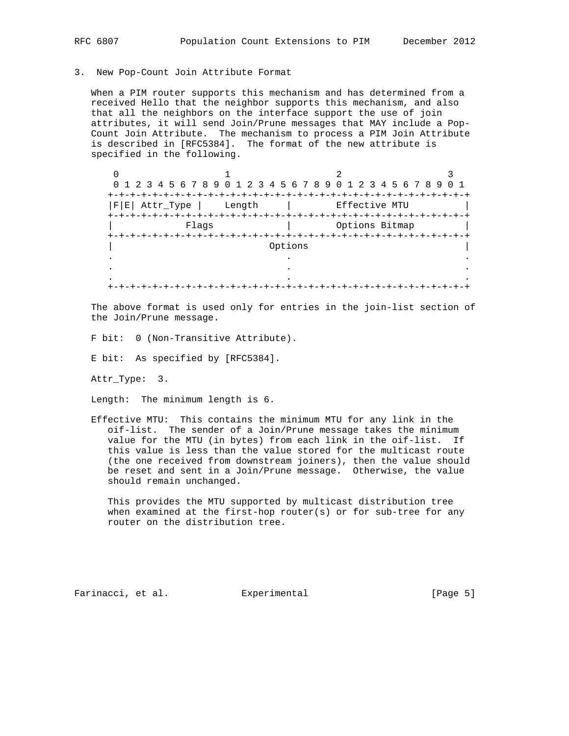## 3. New Pop-Count Join Attribute Format

When a PIM router supports this mechanism and has determined from a received Hello that the neighbor supports this mechanism, and also that all the neighbors on the interface support the use of join attributes, it will send Join/Prune messages that MAY include a Pop-Count Join Attribute. The mechanism to process a PIM Join Attribute is described in [RFC5384]. The format of the new attribute is specified in the following.

```
 0                   1                   2                   3
 0 1 2 3 4 5 6 7 8 9 0 1 2 3 4 5 6 7 8 9 0 1 2 3 4 5 6 7 8 9 0 1
+-+-+-+-+-+-+-+-+-+-+-+-+-+-+-+-+-+-+-+-+-+-+-+-+-+-+-+-+-+-+-+-+
|F|E| Attr_Type |    Length     |         Effective MTU         |
+-+-+-+-+-+-+-+-+-+-+-+-+-+-+-+-+-+-+-+-+-+-+-+-+-+-+-+-+-+-+-+-+
|             Flags             |         Options Bitmap        |
+-+-+-+-+-+-+-+-+-+-+-+-+-+-+-+-+-+-+-+-+-+-+-+-+-+-+-+-+-+-+-+-+
|                            Options                            |
.                               .                               .
.                               .                               .
.                               .                               .
+-+-+-+-+-+-+-+-+-+-+-+-+-+-+-+-+-+-+-+-+-+-+-+-+-+-+-+-+-+-+-+-+
```

The above format is used only for entries in the join-list section of the Join/Prune message.

F bit: 0 (Non-Transitive Attribute).

E bit: As specified by [RFC5384].

Attr_Type: 3.

Length: The minimum length is 6.

Effective MTU: This contains the minimum MTU for any link in the oif-list. The sender of a Join/Prune message takes the minimum value for the MTU (in bytes) from each link in the oif-list. If this value is less than the value stored for the multicast route (the one received from downstream joiners), then the value should be reset and sent in a Join/Prune message. Otherwise, the value should remain unchanged.

This provides the MTU supported by multicast distribution tree when examined at the first-hop router(s) or for sub-tree for any router on the distribution tree.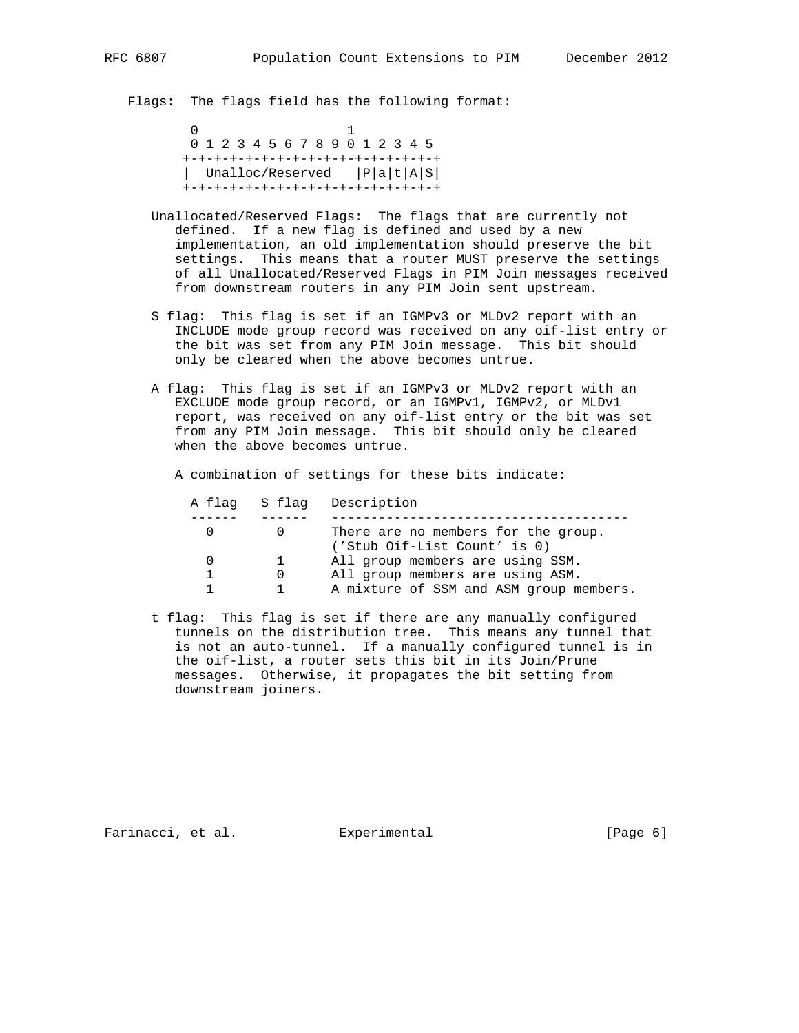Flags: The flags field has the following format:

```
 0                   1
 0 1 2 3 4 5 6 7 8 9 0 1 2 3 4 5
+-+-+-+-+-+-+-+-+-+-+-+-+-+-+-+-+
|  Unalloc/Reserved   |P|a|t|A|S|
+-+-+-+-+-+-+-+-+-+-+-+-+-+-+-+-+
```

Unallocated/Reserved Flags: The flags that are currently not defined. If a new flag is defined and used by a new implementation, an old implementation should preserve the bit settings. This means that a router MUST preserve the settings of all Unallocated/Reserved Flags in PIM Join messages received from downstream routers in any PIM Join sent upstream.

S flag: This flag is set if an IGMPv3 or MLDv2 report with an INCLUDE mode group record was received on any oif-list entry or the bit was set from any PIM Join message. This bit should only be cleared when the above becomes untrue.

A flag: This flag is set if an IGMPv3 or MLDv2 report with an EXCLUDE mode group record, or an IGMPv1, IGMPv2, or MLDv1 report, was received on any oif-list entry or the bit was set from any PIM Join message. This bit should only be cleared when the above becomes untrue.

A combination of settings for these bits indicate:

| A flag | S flag | Description |
|---|---|---|
| 0 | 0 | There are no members for the group. ('Stub Oif-List Count' is 0) |
| 0 | 1 | All group members are using SSM. |
| 1 | 0 | All group members are using ASM. |
| 1 | 1 | A mixture of SSM and ASM group members. |

t flag: This flag is set if there are any manually configured tunnels on the distribution tree. This means any tunnel that is not an auto-tunnel. If a manually configured tunnel is in the oif-list, a router sets this bit in its Join/Prune messages. Otherwise, it propagates the bit setting from downstream joiners.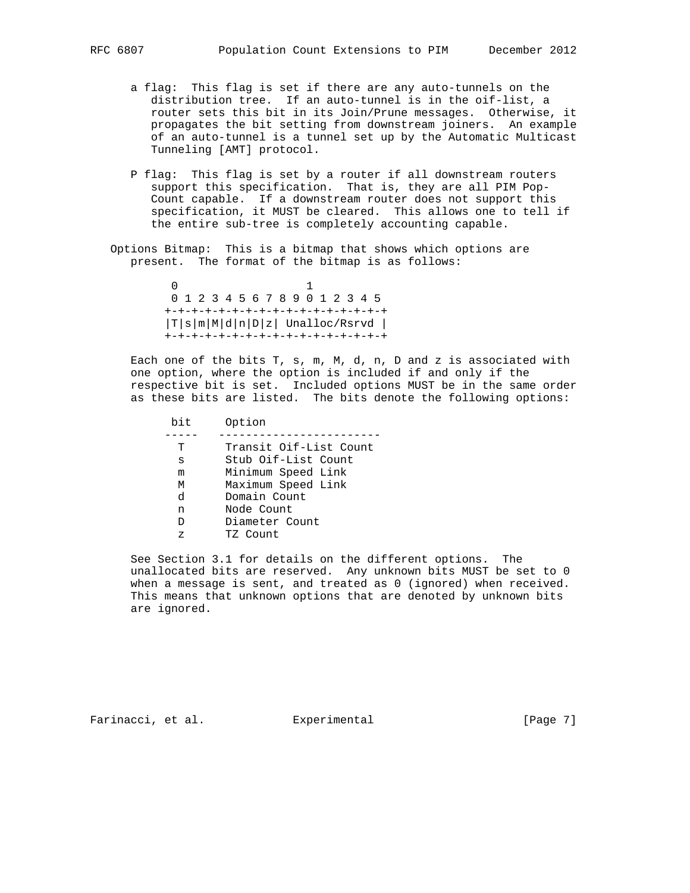a flag: This flag is set if there are any auto-tunnels on the distribution tree. If an auto-tunnel is in the oif-list, a router sets this bit in its Join/Prune messages. Otherwise, it propagates the bit setting from downstream joiners. An example of an auto-tunnel is a tunnel set up by the Automatic Multicast Tunneling [AMT] protocol.

P flag: This flag is set by a router if all downstream routers support this specification. That is, they are all PIM Pop-Count capable. If a downstream router does not support this specification, it MUST be cleared. This allows one to tell if the entire sub-tree is completely accounting capable.

Options Bitmap: This is a bitmap that shows which options are present. The format of the bitmap is as follows:

```
 0                   1
 0 1 2 3 4 5 6 7 8 9 0 1 2 3 4 5
+-+-+-+-+-+-+-+-+-+-+-+-+-+-+-+-+
|T|s|m|M|d|n|D|z| Unalloc/Rsrvd |
+-+-+-+-+-+-+-+-+-+-+-+-+-+-+-+-+
```

Each one of the bits T, s, m, M, d, n, D and z is associated with one option, where the option is included if and only if the respective bit is set. Included options MUST be in the same order as these bits are listed. The bits denote the following options:

| bit | Option |
|---|---|
| T | Transit Oif-List Count |
| s | Stub Oif-List Count |
| m | Minimum Speed Link |
| M | Maximum Speed Link |
| d | Domain Count |
| n | Node Count |
| D | Diameter Count |
| z | TZ Count |

See Section 3.1 for details on the different options. The unallocated bits are reserved. Any unknown bits MUST be set to 0 when a message is sent, and treated as 0 (ignored) when received. This means that unknown options that are denoted by unknown bits are ignored.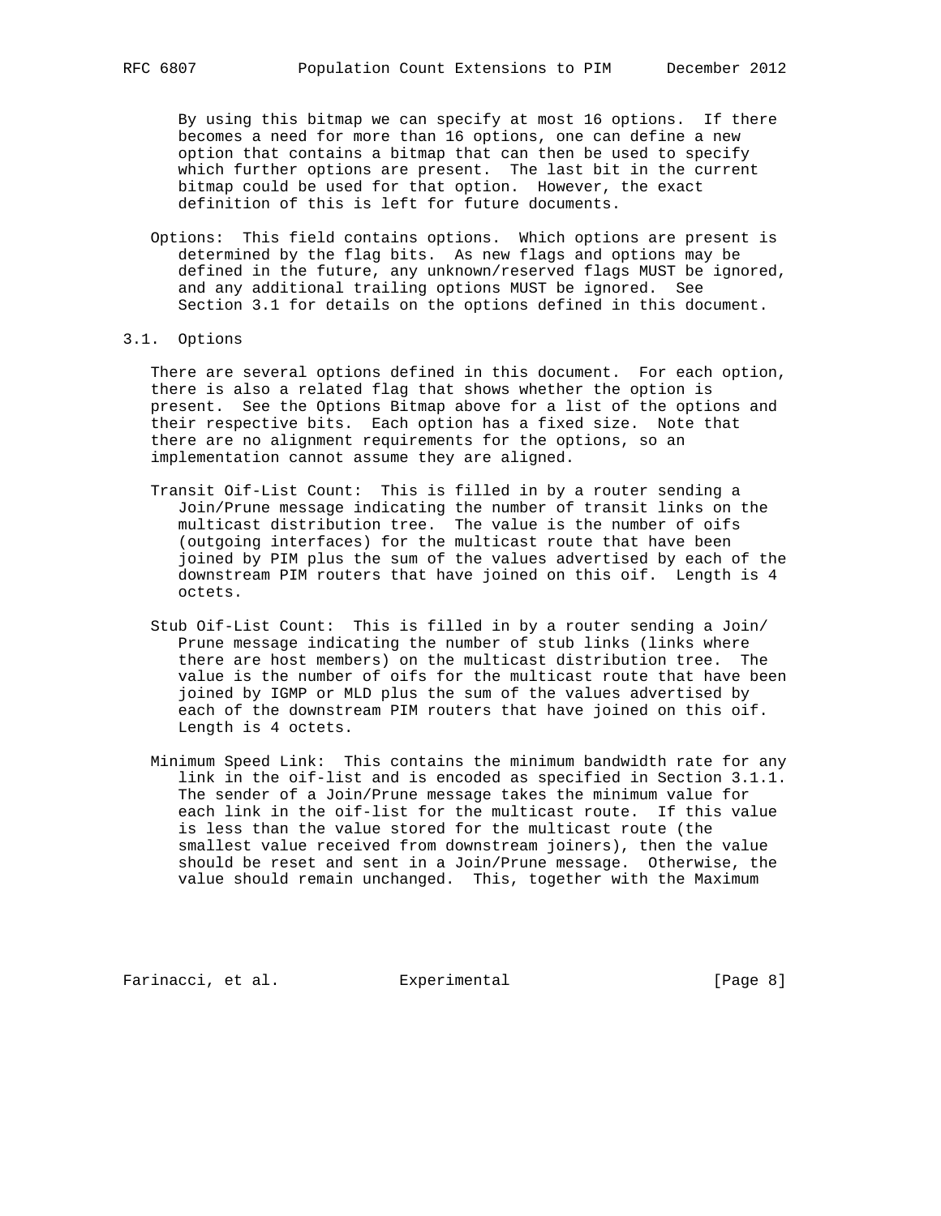By using this bitmap we can specify at most 16 options. If there becomes a need for more than 16 options, one can define a new option that contains a bitmap that can then be used to specify which further options are present. The last bit in the current bitmap could be used for that option. However, the exact definition of this is left for future documents.

Options: This field contains options. Which options are present is determined by the flag bits. As new flags and options may be defined in the future, any unknown/reserved flags MUST be ignored, and any additional trailing options MUST be ignored. See Section 3.1 for details on the options defined in this document.

### 3.1. Options

There are several options defined in this document. For each option, there is also a related flag that shows whether the option is present. See the Options Bitmap above for a list of the options and their respective bits. Each option has a fixed size. Note that there are no alignment requirements for the options, so an implementation cannot assume they are aligned.

Transit Oif-List Count: This is filled in by a router sending a Join/Prune message indicating the number of transit links on the multicast distribution tree. The value is the number of oifs (outgoing interfaces) for the multicast route that have been joined by PIM plus the sum of the values advertised by each of the downstream PIM routers that have joined on this oif. Length is 4 octets.

Stub Oif-List Count: This is filled in by a router sending a Join/Prune message indicating the number of stub links (links where there are host members) on the multicast distribution tree. The value is the number of oifs for the multicast route that have been joined by IGMP or MLD plus the sum of the values advertised by each of the downstream PIM routers that have joined on this oif. Length is 4 octets.

Minimum Speed Link: This contains the minimum bandwidth rate for any link in the oif-list and is encoded as specified in Section 3.1.1. The sender of a Join/Prune message takes the minimum value for each link in the oif-list for the multicast route. If this value is less than the value stored for the multicast route (the smallest value received from downstream joiners), then the value should be reset and sent in a Join/Prune message. Otherwise, the value should remain unchanged. This, together with the Maximum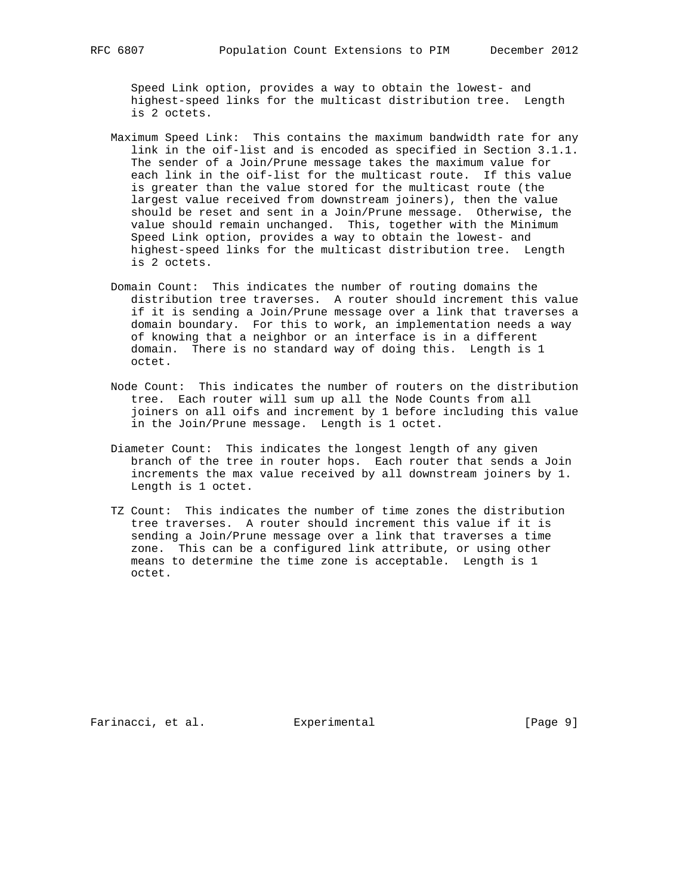Speed Link option, provides a way to obtain the lowest- and highest-speed links for the multicast distribution tree. Length is 2 octets.

Maximum Speed Link: This contains the maximum bandwidth rate for any link in the oif-list and is encoded as specified in Section 3.1.1. The sender of a Join/Prune message takes the maximum value for each link in the oif-list for the multicast route. If this value is greater than the value stored for the multicast route (the largest value received from downstream joiners), then the value should be reset and sent in a Join/Prune message. Otherwise, the value should remain unchanged. This, together with the Minimum Speed Link option, provides a way to obtain the lowest- and highest-speed links for the multicast distribution tree. Length is 2 octets.

Domain Count: This indicates the number of routing domains the distribution tree traverses. A router should increment this value if it is sending a Join/Prune message over a link that traverses a domain boundary. For this to work, an implementation needs a way of knowing that a neighbor or an interface is in a different domain. There is no standard way of doing this. Length is 1 octet.

Node Count: This indicates the number of routers on the distribution tree. Each router will sum up all the Node Counts from all joiners on all oifs and increment by 1 before including this value in the Join/Prune message. Length is 1 octet.

Diameter Count: This indicates the longest length of any given branch of the tree in router hops. Each router that sends a Join increments the max value received by all downstream joiners by 1. Length is 1 octet.

TZ Count: This indicates the number of time zones the distribution tree traverses. A router should increment this value if it is sending a Join/Prune message over a link that traverses a time zone. This can be a configured link attribute, or using other means to determine the time zone is acceptable. Length is 1 octet.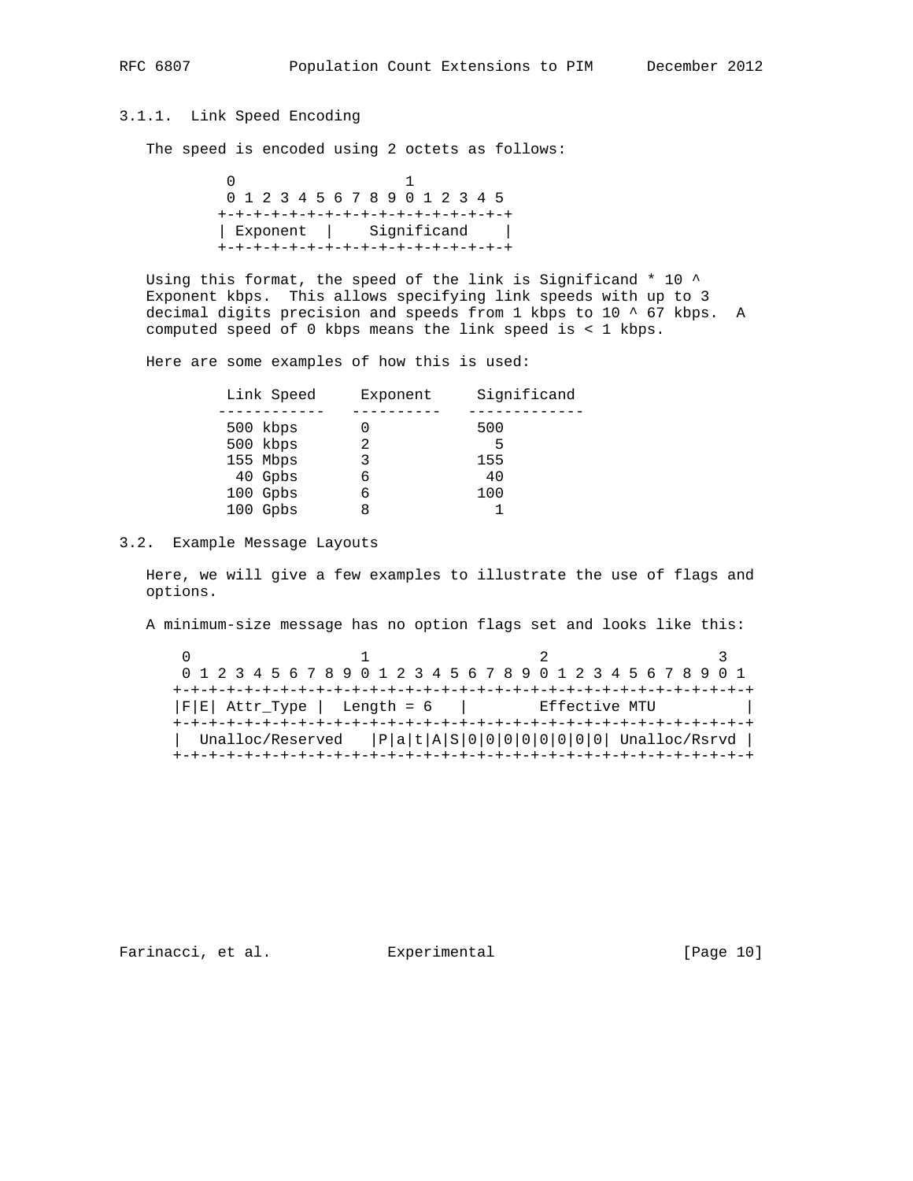### 3.1.1. Link Speed Encoding

The speed is encoded using 2 octets as follows:

```
 0                   1
 0 1 2 3 4 5 6 7 8 9 0 1 2 3 4 5
+-+-+-+-+-+-+-+-+-+-+-+-+-+-+-+-+
| Exponent  |    Significand    |
+-+-+-+-+-+-+-+-+-+-+-+-+-+-+-+-+
```

Using this format, the speed of the link is Significand * 10 ^ Exponent kbps. This allows specifying link speeds with up to 3 decimal digits precision and speeds from 1 kbps to 10 ^ 67 kbps. A computed speed of 0 kbps means the link speed is < 1 kbps.

Here are some examples of how this is used:

| Link Speed | Exponent | Significand |
|---|---|---|
| 500 kbps | 0 | 500 |
| 500 kbps | 2 | 5 |
| 155 Mbps | 3 | 155 |
| 40 Gpbs | 6 | 40 |
| 100 Gpbs | 6 | 100 |
| 100 Gpbs | 8 | 1 |

## 3.2. Example Message Layouts

Here, we will give a few examples to illustrate the use of flags and options.

A minimum-size message has no option flags set and looks like this:

```
 0                   1                   2                   3
 0 1 2 3 4 5 6 7 8 9 0 1 2 3 4 5 6 7 8 9 0 1 2 3 4 5 6 7 8 9 0 1
+-+-+-+-+-+-+-+-+-+-+-+-+-+-+-+-+-+-+-+-+-+-+-+-+-+-+-+-+-+-+-+-+
|F|E| Attr_Type |  Length = 6   |        Effective MTU          |
+-+-+-+-+-+-+-+-+-+-+-+-+-+-+-+-+-+-+-+-+-+-+-+-+-+-+-+-+-+-+-+-+
|  Unalloc/Reserved   |P|a|t|A|S|0|0|0|0|0|0|0|0| Unalloc/Rsrvd |
+-+-+-+-+-+-+-+-+-+-+-+-+-+-+-+-+-+-+-+-+-+-+-+-+-+-+-+-+-+-+-+-+
```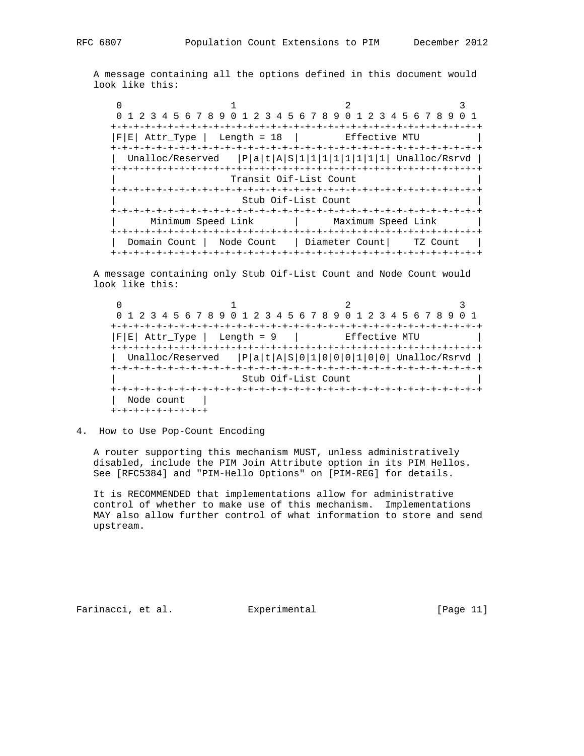A message containing all the options defined in this document would look like this:

```
 0                   1                   2                   3
 0 1 2 3 4 5 6 7 8 9 0 1 2 3 4 5 6 7 8 9 0 1 2 3 4 5 6 7 8 9 0 1
+-+-+-+-+-+-+-+-+-+-+-+-+-+-+-+-+-+-+-+-+-+-+-+-+-+-+-+-+-+-+-+-+
|F|E| Attr_Type |  Length = 18  |        Effective MTU          |
+-+-+-+-+-+-+-+-+-+-+-+-+-+-+-+-+-+-+-+-+-+-+-+-+-+-+-+-+-+-+-+-+
|  Unalloc/Reserved   |P|a|t|A|S|1|1|1|1|1|1|1|1| Unalloc/Rsrvd |
+-+-+-+-+-+-+-+-+-+-+-+-+-+-+-+-+-+-+-+-+-+-+-+-+-+-+-+-+-+-+-+-+
|                   Transit Oif-List Count                      |
+-+-+-+-+-+-+-+-+-+-+-+-+-+-+-+-+-+-+-+-+-+-+-+-+-+-+-+-+-+-+-+-+
|                     Stub Oif-List Count                       |
+-+-+-+-+-+-+-+-+-+-+-+-+-+-+-+-+-+-+-+-+-+-+-+-+-+-+-+-+-+-+-+-+
|      Minimum Speed Link       |      Maximum Speed Link       |
+-+-+-+-+-+-+-+-+-+-+-+-+-+-+-+-+-+-+-+-+-+-+-+-+-+-+-+-+-+-+-+-+
|  Domain Count |  Node Count   | Diameter Count|    TZ Count   |
+-+-+-+-+-+-+-+-+-+-+-+-+-+-+-+-+-+-+-+-+-+-+-+-+-+-+-+-+-+-+-+-+
```

A message containing only Stub Oif-List Count and Node Count would look like this:

```
 0                   1                   2                   3
 0 1 2 3 4 5 6 7 8 9 0 1 2 3 4 5 6 7 8 9 0 1 2 3 4 5 6 7 8 9 0 1
+-+-+-+-+-+-+-+-+-+-+-+-+-+-+-+-+-+-+-+-+-+-+-+-+-+-+-+-+-+-+-+-+
|F|E| Attr_Type |  Length = 9   |        Effective MTU          |
+-+-+-+-+-+-+-+-+-+-+-+-+-+-+-+-+-+-+-+-+-+-+-+-+-+-+-+-+-+-+-+-+
|  Unalloc/Reserved   |P|a|t|A|S|0|1|0|0|0|1|0|0| Unalloc/Rsrvd |
+-+-+-+-+-+-+-+-+-+-+-+-+-+-+-+-+-+-+-+-+-+-+-+-+-+-+-+-+-+-+-+-+
|                     Stub Oif-List Count                       |
+-+-+-+-+-+-+-+-+-+-+-+-+-+-+-+-+-+-+-+-+-+-+-+-+-+-+-+-+-+-+-+-+
|  Node count   |
+-+-+-+-+-+-+-+-+
```

## 4. How to Use Pop-Count Encoding

A router supporting this mechanism MUST, unless administratively disabled, include the PIM Join Attribute option in its PIM Hellos. See [RFC5384] and "PIM-Hello Options" on [PIM-REG] for details.

It is RECOMMENDED that implementations allow for administrative control of whether to make use of this mechanism. Implementations MAY also allow further control of what information to store and send upstream.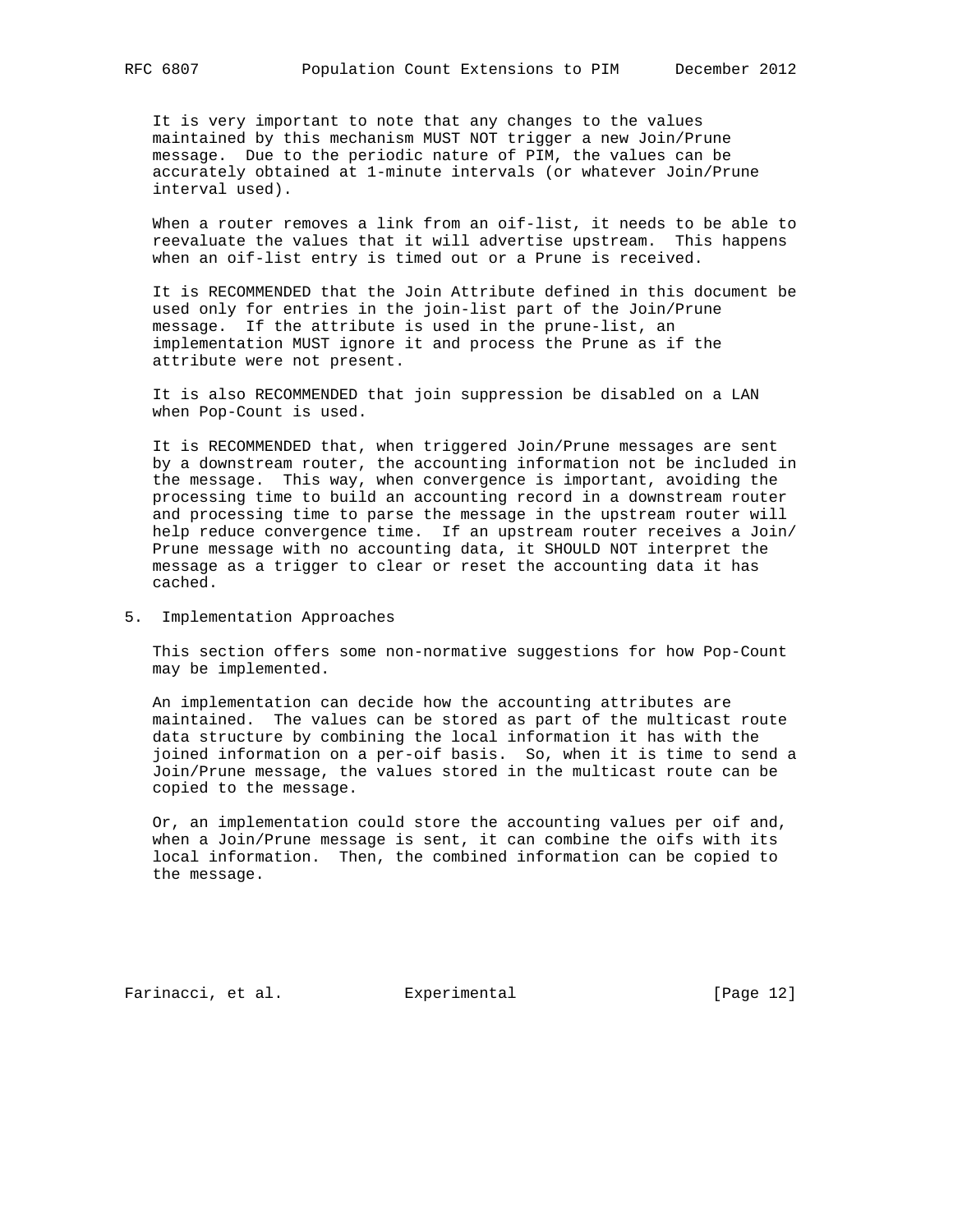It is very important to note that any changes to the values maintained by this mechanism MUST NOT trigger a new Join/Prune message. Due to the periodic nature of PIM, the values can be accurately obtained at 1-minute intervals (or whatever Join/Prune interval used).

When a router removes a link from an oif-list, it needs to be able to reevaluate the values that it will advertise upstream. This happens when an oif-list entry is timed out or a Prune is received.

It is RECOMMENDED that the Join Attribute defined in this document be used only for entries in the join-list part of the Join/Prune message. If the attribute is used in the prune-list, an implementation MUST ignore it and process the Prune as if the attribute were not present.

It is also RECOMMENDED that join suppression be disabled on a LAN when Pop-Count is used.

It is RECOMMENDED that, when triggered Join/Prune messages are sent by a downstream router, the accounting information not be included in the message. This way, when convergence is important, avoiding the processing time to build an accounting record in a downstream router and processing time to parse the message in the upstream router will help reduce convergence time. If an upstream router receives a Join/Prune message with no accounting data, it SHOULD NOT interpret the message as a trigger to clear or reset the accounting data it has cached.

## 5. Implementation Approaches

This section offers some non-normative suggestions for how Pop-Count may be implemented.

An implementation can decide how the accounting attributes are maintained. The values can be stored as part of the multicast route data structure by combining the local information it has with the joined information on a per-oif basis. So, when it is time to send a Join/Prune message, the values stored in the multicast route can be copied to the message.

Or, an implementation could store the accounting values per oif and, when a Join/Prune message is sent, it can combine the oifs with its local information. Then, the combined information can be copied to the message.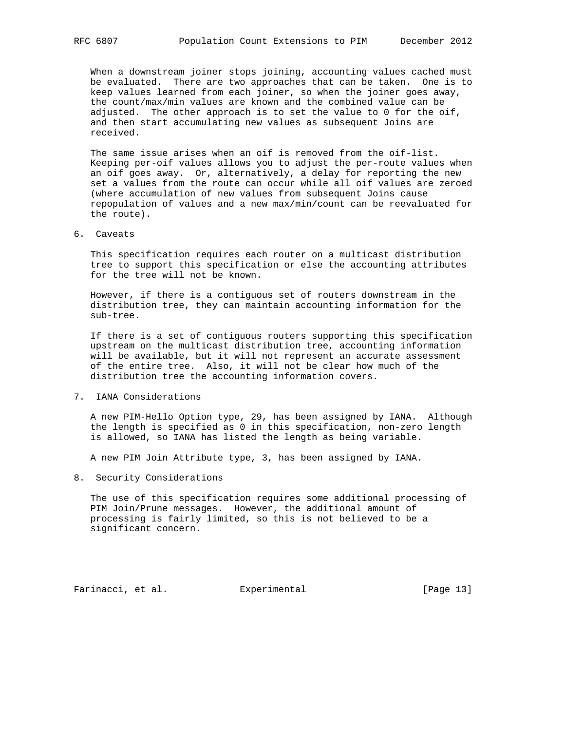When a downstream joiner stops joining, accounting values cached must be evaluated. There are two approaches that can be taken. One is to keep values learned from each joiner, so when the joiner goes away, the count/max/min values are known and the combined value can be adjusted. The other approach is to set the value to 0 for the oif, and then start accumulating new values as subsequent Joins are received.

The same issue arises when an oif is removed from the oif-list. Keeping per-oif values allows you to adjust the per-route values when an oif goes away. Or, alternatively, a delay for reporting the new set a values from the route can occur while all oif values are zeroed (where accumulation of new values from subsequent Joins cause repopulation of values and a new max/min/count can be reevaluated for the route).

## 6. Caveats

This specification requires each router on a multicast distribution tree to support this specification or else the accounting attributes for the tree will not be known.

However, if there is a contiguous set of routers downstream in the distribution tree, they can maintain accounting information for the sub-tree.

If there is a set of contiguous routers supporting this specification upstream on the multicast distribution tree, accounting information will be available, but it will not represent an accurate assessment of the entire tree. Also, it will not be clear how much of the distribution tree the accounting information covers.

## 7. IANA Considerations

A new PIM-Hello Option type, 29, has been assigned by IANA. Although the length is specified as 0 in this specification, non-zero length is allowed, so IANA has listed the length as being variable.

A new PIM Join Attribute type, 3, has been assigned by IANA.

## 8. Security Considerations

The use of this specification requires some additional processing of PIM Join/Prune messages. However, the additional amount of processing is fairly limited, so this is not believed to be a significant concern.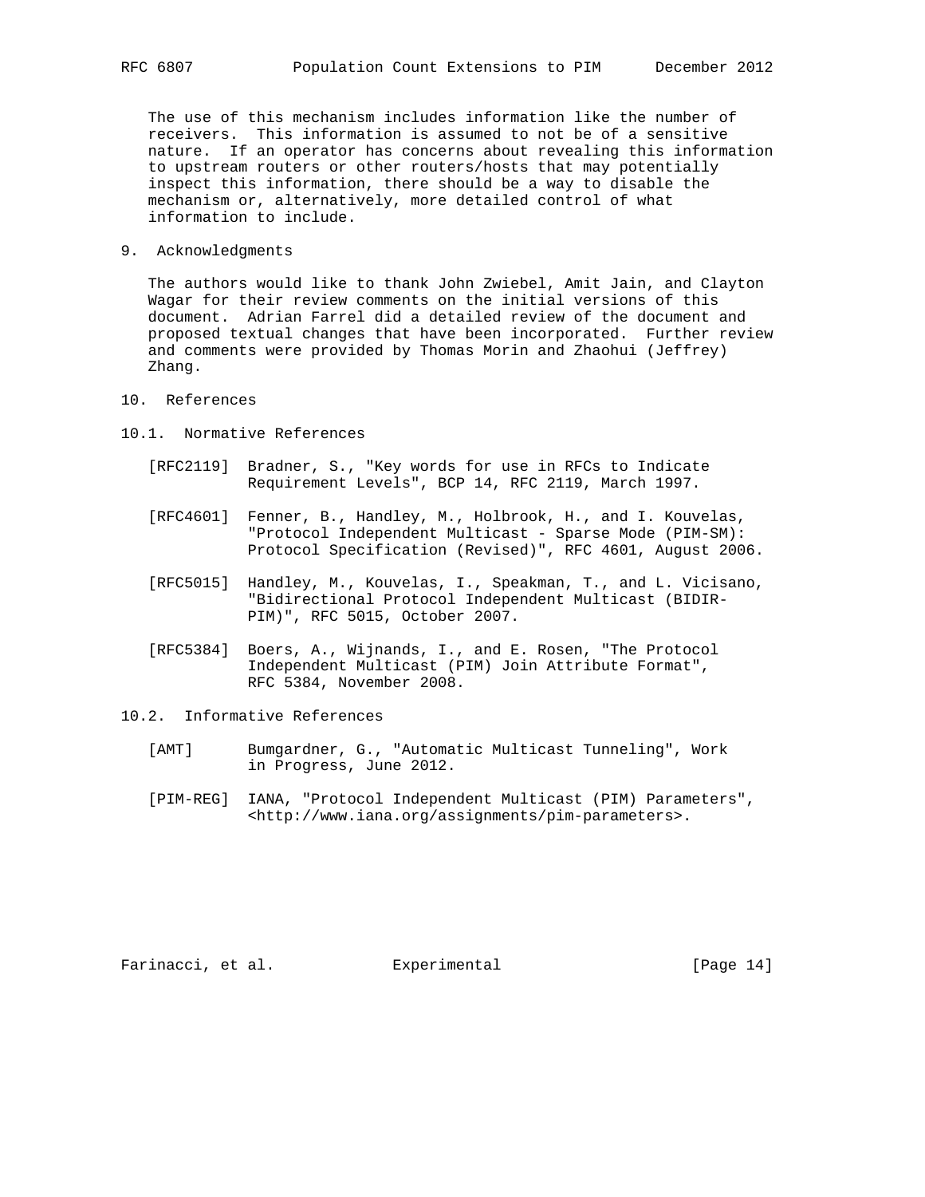The use of this mechanism includes information like the number of receivers. This information is assumed to not be of a sensitive nature. If an operator has concerns about revealing this information to upstream routers or other routers/hosts that may potentially inspect this information, there should be a way to disable the mechanism or, alternatively, more detailed control of what information to include.

## 9. Acknowledgments

The authors would like to thank John Zwiebel, Amit Jain, and Clayton Wagar for their review comments on the initial versions of this document. Adrian Farrel did a detailed review of the document and proposed textual changes that have been incorporated. Further review and comments were provided by Thomas Morin and Zhaohui (Jeffrey) Zhang.

## 10. References

### 10.1. Normative References

[RFC2119] Bradner, S., "Key words for use in RFCs to Indicate Requirement Levels", BCP 14, RFC 2119, March 1997.

[RFC4601] Fenner, B., Handley, M., Holbrook, H., and I. Kouvelas, "Protocol Independent Multicast - Sparse Mode (PIM-SM): Protocol Specification (Revised)", RFC 4601, August 2006.

[RFC5015] Handley, M., Kouvelas, I., Speakman, T., and L. Vicisano, "Bidirectional Protocol Independent Multicast (BIDIR-PIM)", RFC 5015, October 2007.

[RFC5384] Boers, A., Wijnands, I., and E. Rosen, "The Protocol Independent Multicast (PIM) Join Attribute Format", RFC 5384, November 2008.

### 10.2. Informative References

[AMT] Bumgardner, G., "Automatic Multicast Tunneling", Work in Progress, June 2012.

[PIM-REG] IANA, "Protocol Independent Multicast (PIM) Parameters", <http://www.iana.org/assignments/pim-parameters>.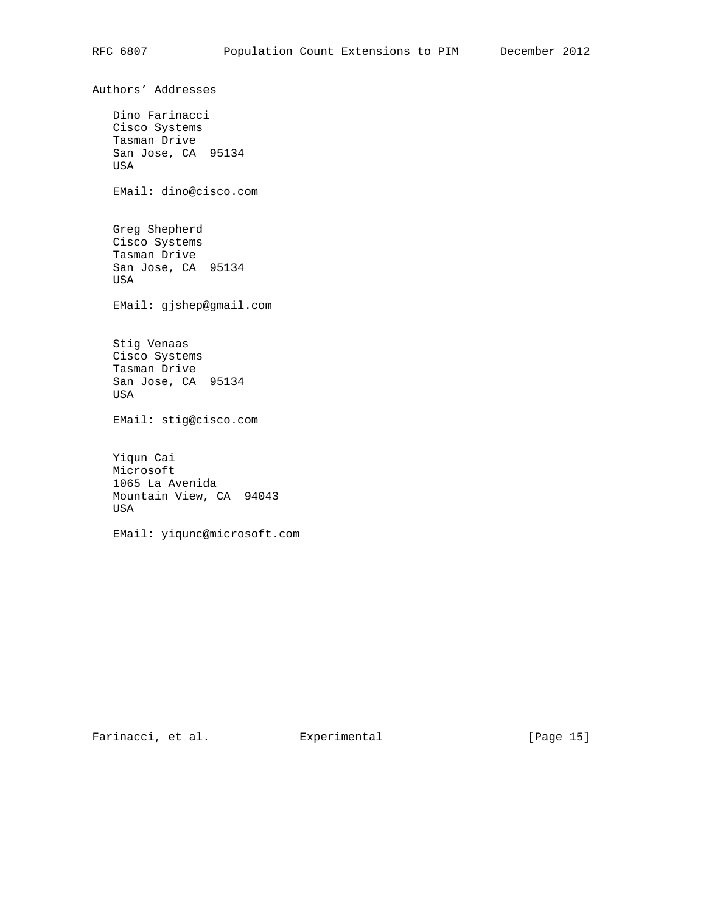## Authors' Addresses

Dino Farinacci
Cisco Systems
Tasman Drive
San Jose, CA 95134
USA

EMail: dino@cisco.com

Greg Shepherd
Cisco Systems
Tasman Drive
San Jose, CA 95134
USA

EMail: gjshep@gmail.com

Stig Venaas
Cisco Systems
Tasman Drive
San Jose, CA 95134
USA

EMail: stig@cisco.com

Yiqun Cai
Microsoft
1065 La Avenida
Mountain View, CA 94043
USA

EMail: yiqunc@microsoft.com